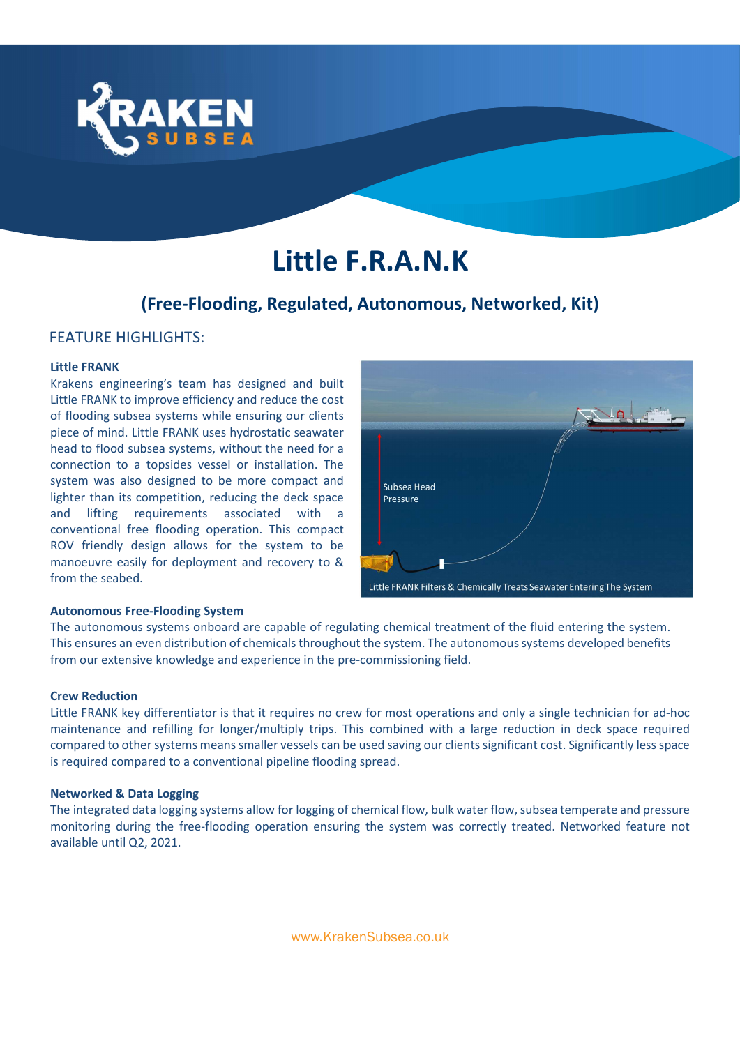# Little F.R.A.N.K

## (Free-Flooding, Regulated, Autonomous, Networked, Kit)

FEATURE HIGHLIGHTS:

**Little FRANK**

Krakens engineering's team has designed and built Little FRANK to improve efficiency and reduce the cost of flooding subsea systems while ensuring our clients piece of mind. Little FRANK uses hydrostatic seawater head to flood subsea systems, without the need for a connection to a topsides vessel or installation. The system was also designed to be more compact and lighter than its competition, reducing the deck space and lifting requirements associated with a conventional free flooding operation. This compact ROV friendly design allows for the system to be manoeuvre easily for deployment and recovery to & from the seabed.

Subsea Head Pressure

Little FRANK Filters & Chemically Treats Seawater Entering The System

**Autonomous Free-Flooding System**

The autonomous systems onboard are capable of regulating chemical treatment of the fluid entering the system. This ensures an even distribution of chemicals throughout the system. The autonomous systems developed benefits from our extensive knowledge and experience in the pre-commissioning field.

**Crew Reduction**

Little FRANK key differentiator is that it requires no crew for most operations and only a single technician for ad-hoc maintenance and refilling for longer/multiply trips. This combined with a large reduction in deck space required compared to other systems means smaller vessels can be used saving our clients significant cost. Significantly less space is required compared to a conventional pipeline flooding spread.

**Networked & Data Logging**

The integrated data logging systems allow for logging of chemical flow, bulk water flow, subsea temperate and pressure monitoring during the free-flooding operation ensuring the system was correctly treated. Networked feature not available until Q2, 2021.

www.KrakenSubsea.co.uk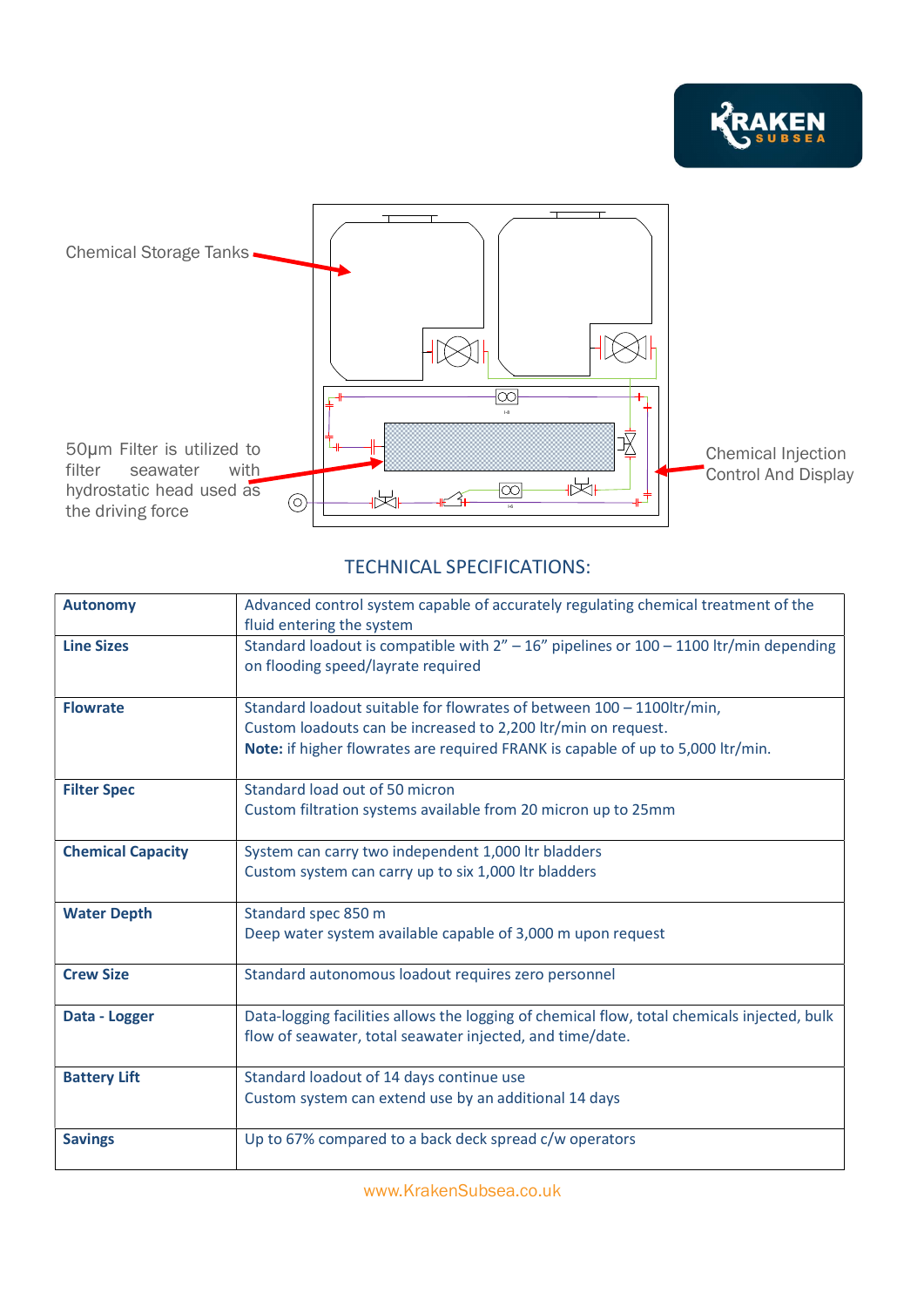Chemical Storage Tanks

50µm Filter is utilized to filter seawater with hydrostatic head used as the driving force

Chemical Injection Control And Display

## TECHNICAL SPECIFICATIONS:

| | |
|---|---|
| **Autonomy** | Advanced control system capable of accurately regulating chemical treatment of the fluid entering the system |
| **Line Sizes** | Standard loadout is compatible with 2" – 16" pipelines or 100 – 1100 ltr/min depending on flooding speed/layrate required |
| **Flowrate** | Standard loadout suitable for flowrates of between 100 – 1100ltr/min,<br>Custom loadouts can be increased to 2,200 ltr/min on request.<br>**Note:** if higher flowrates are required FRANK is capable of up to 5,000 ltr/min. |
| **Filter Spec** | Standard load out of 50 micron<br>Custom filtration systems available from 20 micron up to 25mm |
| **Chemical Capacity** | System can carry two independent 1,000 ltr bladders<br>Custom system can carry up to six 1,000 ltr bladders |
| **Water Depth** | Standard spec 850 m<br>Deep water system available capable of 3,000 m upon request |
| **Crew Size** | Standard autonomous loadout requires zero personnel |
| **Data - Logger** | Data-logging facilities allows the logging of chemical flow, total chemicals injected, bulk flow of seawater, total seawater injected, and time/date. |
| **Battery Lift** | Standard loadout of 14 days continue use<br>Custom system can extend use by an additional 14 days |
| **Savings** | Up to 67% compared to a back deck spread c/w operators |

www.KrakenSubsea.co.uk